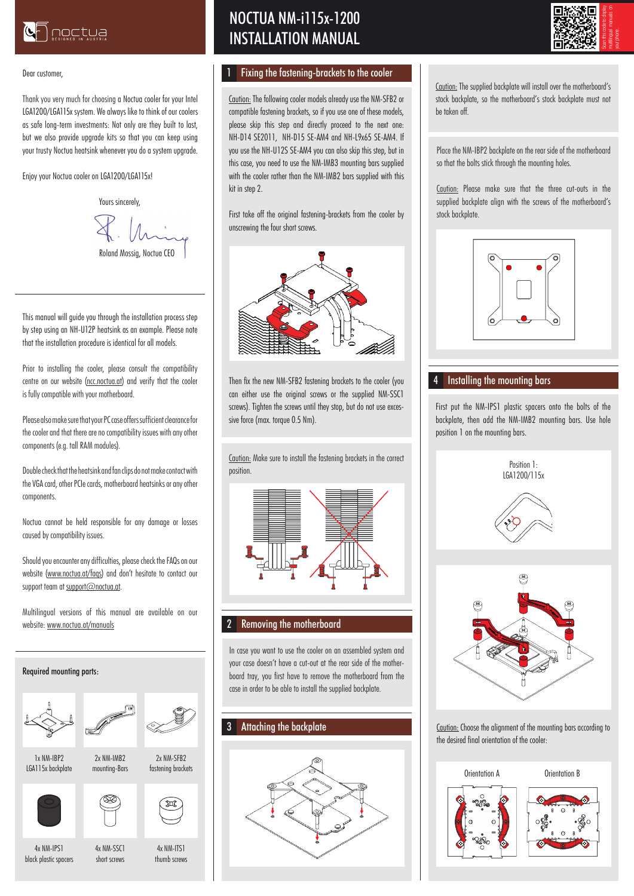# NOCTUA NM-i115x-1200 INSTALLATION MANUAL

Dear customer,

Thank you very much for choosing a Noctua cooler for your Intel LGA1200/LGA115x system. We always like to think of our coolers as safe long-term investments: Not only are they built to last, but we also provide upgrade kits so that you can keep using your trusty Noctua heatsink whenever you do a system upgrade.

Enjoy your Noctua cooler on LGA1200/LGA115x!

Yours sincerely,

Roland Mossig, Noctua CEO

This manual will guide you through the installation process step by step using an NH-U12P heatsink as an example. Please note that the installation procedure is identical for all models.

Prior to installing the cooler, please consult the compatibility centre on our website (ncc.noctua.at) and verify that the cooler is fully compatible with your motherboard.

Please also make sure that your PC case offers sufficient clearance for the cooler and that there are no compatibility issues with any other components (e.g. tall RAM modules).

Double check that the heatsink and fan clips do not make contact with the VGA card, other PCIe cards, motherboard heatsinks or any other components.

Noctua cannot be held responsible for any damage or losses caused by compatibility issues.

Should you encounter any difficulties, please check the FAQs on our website (www.noctua.at/faqs) and don't hesitate to contact our support team at support@noctua.at.

Multilingual versions of this manual are available on our website: www.noctua.at/manuals

**Required mounting parts:**

- 1x NM-IBP2 LGA115x backplate
- 2x NM-IMB2 mounting-Bars
- 2x NM-SFB2 fastening brackets
- 4x NM-IPS1 black plastic spacers
- 4x NM-SSC1 short screws
- 4x NM-ITS1 thumb screws

## 1 Fixing the fastening-brackets to the cooler

Caution: The following cooler models already use the NM-SFB2 or compatible fastening brackets, so if you use one of these models, please skip this step and directly proceed to the next one: NH-D14 SE2011, NH-D15 SE-AM4 and NH-L9x65 SE-AM4. If you use the NH-U12S SE-AM4 you can also skip this step, but in this case, you need to use the NM-IMB3 mounting bars supplied with the cooler rather than the NM-IMB2 bars supplied with this kit in step 2.

First take off the original fastening-brackets from the cooler by unscrewing the four short screws.

Then fix the new NM-SFB2 fastening brackets to the cooler (you can either use the original screws or the supplied NM-SSC1 screws). Tighten the screws until they stop, but do not use excessive force (max. torque 0.5 Nm).

Caution: Make sure to install the fastening brackets in the correct position.

## 2 Removing the motherboard

In case you want to use the cooler on an assembled system and your case doesn't have a cut-out at the rear side of the motherboard tray, you first have to remove the motherboard from the case in order to be able to install the supplied backplate.

## 3 Attaching the backplate

Caution: The supplied backplate will install over the motherboard's stock backplate, so the motherboard's stock backplate must not be taken off.

Place the NM-IBP2 backplate on the rear side of the motherboard so that the bolts stick through the mounting holes.

Caution: Please make sure that the three cut-outs in the supplied backplate align with the screws of the motherboard's stock backplate.

## 4 Installing the mounting bars

First put the NM-IPS1 plastic spacers onto the bolts of the backplate, then add the NM-IMB2 mounting bars. Use hole position 1 on the mounting bars.

Position 1: LGA1200/115x

Caution: Choose the alignment of the mounting bars according to the desired final orientation of the cooler:

Orientation A | Orientation B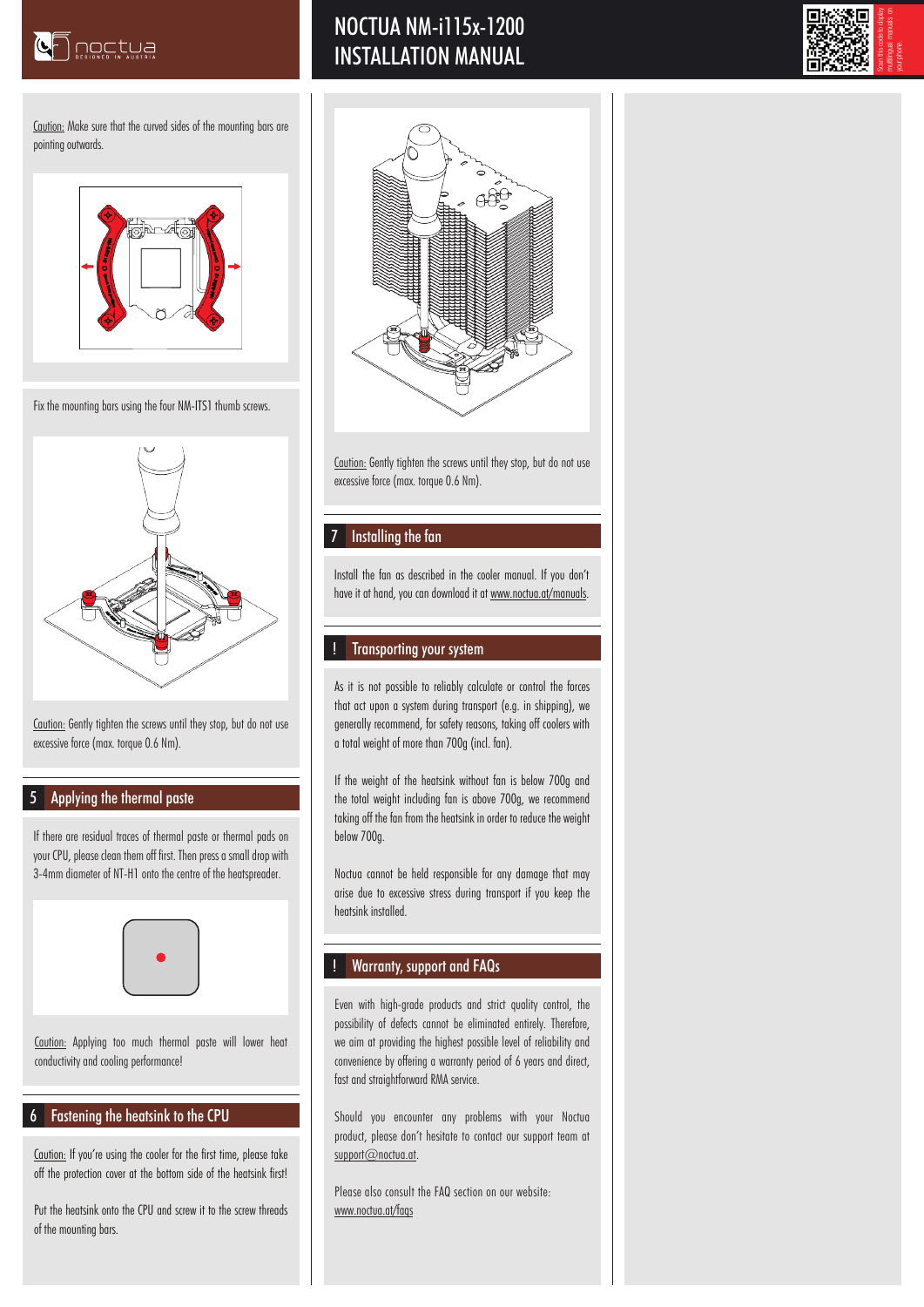# NOCTUA NM-i115x-1200 INSTALLATION MANUAL

Caution: Make sure that the curved sides of the mounting bars are pointing outwards.

Fix the mounting bars using the four NM-ITS1 thumb screws.

Caution: Gently tighten the screws until they stop, but do not use excessive force (max. torque 0.6 Nm).

## 5 Applying the thermal paste

If there are residual traces of thermal paste or thermal pads on your CPU, please clean them off first. Then press a small drop with 3-4mm diameter of NT-H1 onto the centre of the heatspreader.

Caution: Applying too much thermal paste will lower heat conductivity and cooling performance!

## 6 Fastening the heatsink to the CPU

Caution: If you're using the cooler for the first time, please take off the protection cover at the bottom side of the heatsink first!

Put the heatsink onto the CPU and screw it to the screw threads of the mounting bars.

Caution: Gently tighten the screws until they stop, but do not use excessive force (max. torque 0.6 Nm).

## 7 Installing the fan

Install the fan as described in the cooler manual. If you don't have it at hand, you can download it at www.noctua.at/manuals.

## ! Transporting your system

As it is not possible to reliably calculate or control the forces that act upon a system during transport (e.g. in shipping), we generally recommend, for safety reasons, taking off coolers with a total weight of more than 700g (incl. fan).

If the weight of the heatsink without fan is below 700g and the total weight including fan is above 700g, we recommend taking off the fan from the heatsink in order to reduce the weight below 700g.

Noctua cannot be held responsible for any damage that may arise due to excessive stress during transport if you keep the heatsink installed.

## ! Warranty, support and FAQs

Even with high-grade products and strict quality control, the possibility of defects cannot be eliminated entirely. Therefore, we aim at providing the highest possible level of reliability and convenience by offering a warranty period of 6 years and direct, fast and straightforward RMA service.

Should you encounter any problems with your Noctua product, please don't hesitate to contact our support team at support@noctua.at.

Please also consult the FAQ section on our website: www.noctua.at/faqs